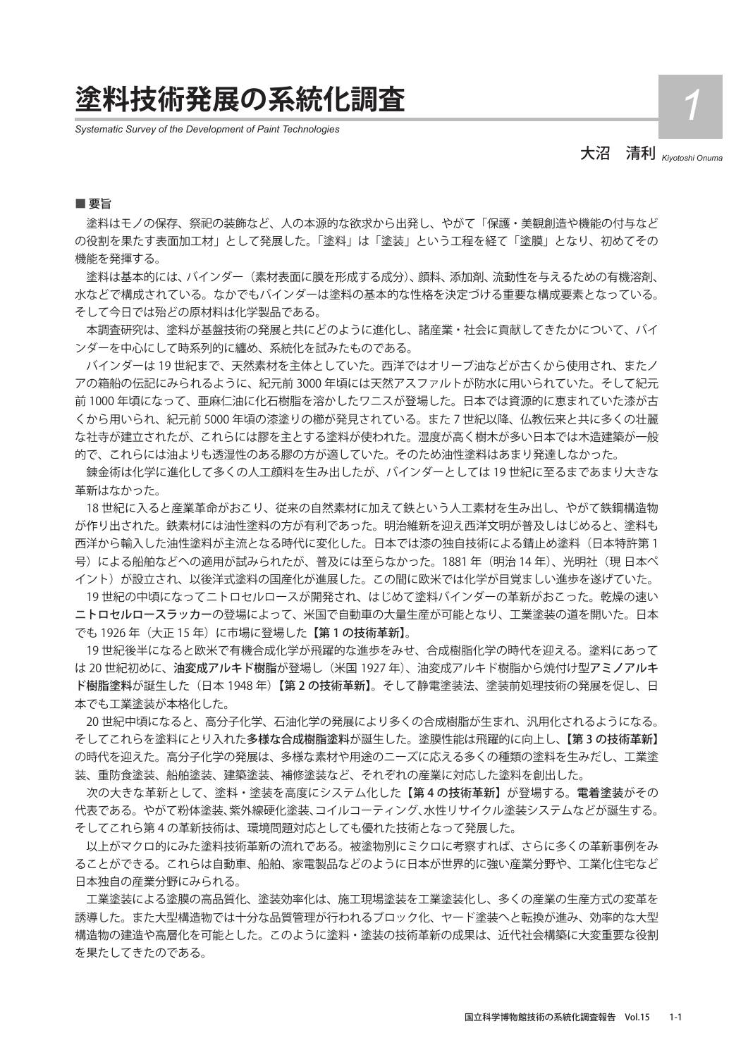# 塗料技術発展の系統化調査

*Systematic Survey of the Development of Paint Technologies*

1

大沼　清利 *Kiyotoshi Onuma*

## ■ 要旨

塗料はモノの保存、祭祀の装飾など、人の本源的な欲求から出発し、やがて「保護・美観創造や機能の付与などの役割を果たす表面加工材」として発展した。「塗料」は「塗装」という工程を経て「塗膜」となり、初めてその機能を発揮する。

塗料は基本的には、バインダー（素材表面に膜を形成する成分）、顔料、添加剤、流動性を与えるための有機溶剤、水などで構成されている。なかでもバインダーは塗料の基本的な性格を決定づける重要な構成要素となっている。そして今日では殆どの原材料は化学製品である。

本調査研究は、塗料が基盤技術の発展と共にどのように進化し、諸産業・社会に貢献してきたかについて、バインダーを中心にして時系列的に纏め、系統化を試みたものである。

バインダーは 19 世紀まで、天然素材を主体としていた。西洋ではオリーブ油などが古くから使用され、またノアの箱船の伝記にみられるように、紀元前 3000 年頃には天然アスファルトが防水に用いられていた。そして紀元前 1000 年頃になって、亜麻仁油に化石樹脂を溶かしたワニスが登場した。日本では資源的に恵まれていた漆が古くから用いられ、紀元前 5000 年頃の漆塗りの櫛が発見されている。また 7 世紀以降、仏教伝来と共に多くの壮麗な社寺が建立されたが、これらには膠を主とする塗料が使われた。湿度が高く樹木が多い日本では木造建築が一般的で、これらには油よりも透湿性のある膠の方が適していた。そのため油性塗料はあまり発達しなかった。

錬金術は化学に進化して多くの人工顔料を生み出したが、バインダーとしては 19 世紀に至るまであまり大きな革新はなかった。

18 世紀に入ると産業革命がおこり、従来の自然素材に加えて鉄という人工素材を生み出し、やがて鉄鋼構造物が作り出された。鉄素材には油性塗料の方が有利であった。明治維新を迎え西洋文明が普及しはじめると、塗料も西洋から輸入した油性塗料が主流となる時代に変化した。日本では漆の独自技術による錆止め塗料（日本特許第 1 号）による船舶などへの適用が試みられたが、普及には至らなかった。1881 年（明治 14 年）、光明社（現 日本ペイント）が設立され、以後洋式塗料の国産化が進展した。この間に欧米では化学が目覚ましい進歩を遂げていた。

19 世紀の中頃になってニトロセルロースが開発され、はじめて塗料バインダーの革新がおこった。乾燥の速い**ニトロセルロースラッカー**の登場によって、米国で自動車の大量生産が可能となり、工業塗装の道を開いた。日本でも 1926 年（大正 15 年）に市場に登場した**【第 1 の技術革新】**。

19 世紀後半になると欧米で有機合成化学が飛躍的な進歩をみせ、合成樹脂化学の時代を迎える。塗料にあっては 20 世紀初めに、**油変成アルキド樹脂**が登場し（米国 1927 年）、油変成アルキド樹脂から焼付け型**アミノアルキド樹脂塗料**が誕生した（日本 1948 年）**【第 2 の技術革新】**。そして静電塗装法、塗装前処理技術の発展を促し、日本でも工業塗装が本格化した。

20 世紀中頃になると、高分子化学、石油化学の発展により多くの合成樹脂が生まれ、汎用化されるようになる。そしてこれらを塗料にとり入れた**多様な合成樹脂塗料**が誕生した。塗膜性能は飛躍的に向上し、**【第 3 の技術革新】**の時代を迎えた。高分子化学の発展は、多様な素材や用途のニーズに応える多くの種類の塗料を生みだし、工業塗装、重防食塗装、船舶塗装、建築塗装、補修塗装など、それぞれの産業に対応した塗料を創出した。

次の大きな革新として、塗料・塗装を高度にシステム化した**【第 4 の技術革新】**が登場する。**電着塗装**がその代表である。やがて粉体塗装、紫外線硬化塗装、コイルコーティング、水性リサイクル塗装システムなどが誕生する。そしてこれら第 4 の革新技術は、環境問題対応としても優れた技術となって発展した。

以上がマクロ的にみた塗料技術革新の流れである。被塗物別にミクロに考察すれば、さらに多くの革新事例をみることができる。これらは自動車、船舶、家電製品などのように日本が世界的に強い産業分野や、工業化住宅など日本独自の産業分野にみられる。

工業塗装による塗膜の高品質化、塗装効率化は、施工現場塗装を工業塗装化し、多くの産業の生産方式の変革を誘導した。また大型構造物では十分な品質管理が行われるブロック化、ヤード塗装へと転換が進み、効率的な大型構造物の建造や高層化を可能とした。このように塗料・塗装の技術革新の成果は、近代社会構築に大変重要な役割を果たしてきたのである。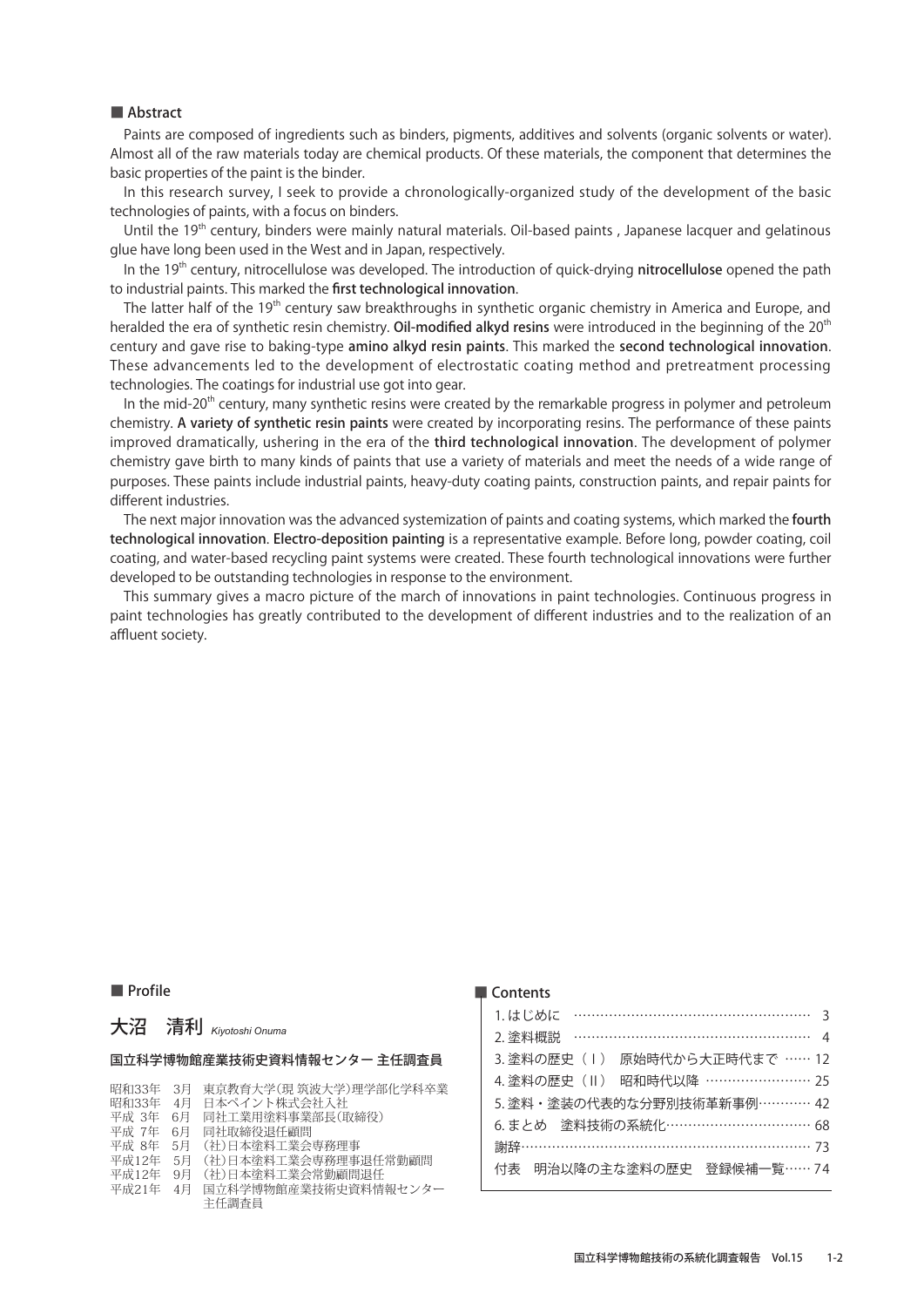## ■ Abstract

Paints are composed of ingredients such as binders, pigments, additives and solvents (organic solvents or water). Almost all of the raw materials today are chemical products. Of these materials, the component that determines the basic properties of the paint is the binder.

In this research survey, I seek to provide a chronologically-organized study of the development of the basic technologies of paints, with a focus on binders.

Until the 19th century, binders were mainly natural materials. Oil-based paints , Japanese lacquer and gelatinous glue have long been used in the West and in Japan, respectively.

In the 19th century, nitrocellulose was developed. The introduction of quick-drying **nitrocellulose** opened the path to industrial paints. This marked the **first technological innovation**.

The latter half of the 19th century saw breakthroughs in synthetic organic chemistry in America and Europe, and heralded the era of synthetic resin chemistry. **Oil-modified alkyd resins** were introduced in the beginning of the 20th century and gave rise to baking-type **amino alkyd resin paints**. This marked the **second technological innovation**. These advancements led to the development of electrostatic coating method and pretreatment processing technologies. The coatings for industrial use got into gear.

In the mid-20th century, many synthetic resins were created by the remarkable progress in polymer and petroleum chemistry. **A variety of synthetic resin paints** were created by incorporating resins. The performance of these paints improved dramatically, ushering in the era of the **third technological innovation**. The development of polymer chemistry gave birth to many kinds of paints that use a variety of materials and meet the needs of a wide range of purposes. These paints include industrial paints, heavy-duty coating paints, construction paints, and repair paints for different industries.

The next major innovation was the advanced systemization of paints and coating systems, which marked the **fourth technological innovation**. **Electro-deposition painting** is a representative example. Before long, powder coating, coil coating, and water-based recycling paint systems were created. These fourth technological innovations were further developed to be outstanding technologies in response to the environment.

This summary gives a macro picture of the march of innovations in paint technologies. Continuous progress in paint technologies has greatly contributed to the development of different industries and to the realization of an affluent society.

## ■ Profile

### 大沼　清利 *Kiyotoshi Onuma*

**国立科学博物館産業技術史資料情報センター 主任調査員**

| | | |
|---|---|---|
| 昭和33年 | 3月 | 東京教育大学(現 筑波大学)理学部化学科卒業 |
| 昭和33年 | 4月 | 日本ペイント株式会社入社 |
| 平成 3年 | 6月 | 同社工業用塗料事業部長(取締役) |
| 平成 7年 | 6月 | 同社取締役退任顧問 |
| 平成 8年 | 5月 | (社)日本塗料工業会専務理事 |
| 平成12年 | 5月 | (社)日本塗料工業会専務理事退任常勤顧問 |
| 平成12年 | 9月 | (社)日本塗料工業会常勤顧問退任 |
| 平成21年 | 4月 | 国立科学博物館産業技術史資料情報センター 主任調査員 |

## ■ Contents

| | |
|---|---|
| 1. はじめに | 3 |
| 2. 塗料概説 | 4 |
| 3. 塗料の歴史（Ⅰ）　原始時代から大正時代まで | 12 |
| 4. 塗料の歴史（Ⅱ）　昭和時代以降 | 25 |
| 5. 塗料・塗装の代表的な分野別技術革新事例 | 42 |
| 6. まとめ　塗料技術の系統化 | 68 |
| 謝辞 | 73 |
| 付表　明治以降の主な塗料の歴史　登録候補一覧 | 74 |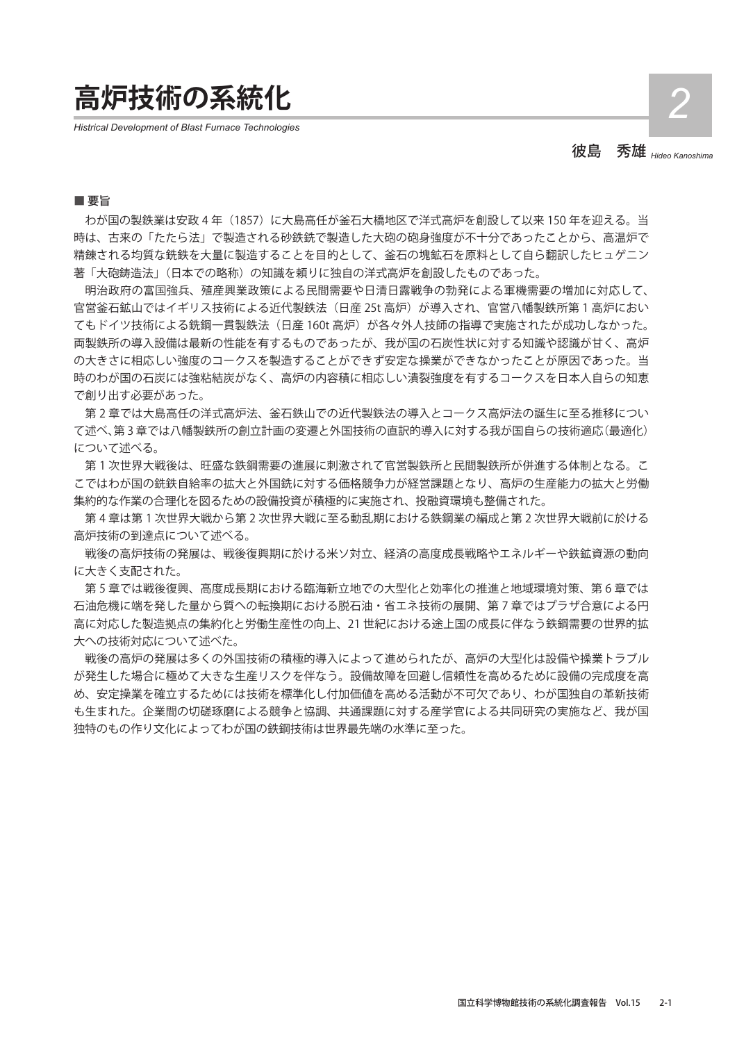# 高炉技術の系統化

*Histrical Development of Blast Furnace Technologies*

2

彼島　秀雄 *Hideo Kanoshima*

■ 要旨

わが国の製鉄業は安政 4 年（1857）に大島高任が釜石大橋地区で洋式高炉を創設して以来 150 年を迎える。当時は、古来の「たたら法」で製造される砂鉄銑で製造した大砲の砲身強度が不十分であったことから、高温炉で精錬される均質な銑鉄を大量に製造することを目的として、釜石の塊鉱石を原料として自ら翻訳したヒュゲニン著「大砲鋳造法」（日本での略称）の知識を頼りに独自の洋式高炉を創設したものであった。

明治政府の富国強兵、殖産興業政策による民間需要や日清日露戦争の勃発による軍機需要の増加に対応して、官営釜石鉱山ではイギリス技術による近代製鉄法（日産 25t 高炉）が導入され、官営八幡製鉄所第 1 高炉においてもドイツ技術による銑鋼一貫製鉄法（日産 160t 高炉）が各々外人技師の指導で実施されたが成功しなかった。両製鉄所の導入設備は最新の性能を有するものであったが、我が国の石炭性状に対する知識や認識が甘く、高炉の大きさに相応しい強度のコークスを製造することができず安定な操業ができなかったことが原因であった。当時のわが国の石炭には強粘結炭がなく、高炉の内容積に相応しい潰裂強度を有するコークスを日本人自らの知恵で創り出す必要があった。

第 2 章では大島高任の洋式高炉法、釜石鉄山での近代製鉄法の導入とコークス高炉法の誕生に至る推移について述べ、第 3 章では八幡製鉄所の創立計画の変遷と外国技術の直訳的導入に対する我が国自らの技術適応（最適化）について述べる。

第 1 次世界大戦後は、旺盛な鉄鋼需要の進展に刺激されて官営製鉄所と民間製鉄所が併進する体制となる。ここではわが国の銑鉄自給率の拡大と外国銑に対する価格競争力が経営課題となり、高炉の生産能力の拡大と労働集約的な作業の合理化を図るための設備投資が積極的に実施され、投融資環境も整備された。

第 4 章は第 1 次世界大戦から第 2 次世界大戦に至る動乱期における鉄鋼業の編成と第 2 次世界大戦前に於ける高炉技術の到達点について述べる。

戦後の高炉技術の発展は、戦後復興期に於ける米ソ対立、経済の高度成長戦略やエネルギーや鉄鉱資源の動向に大きく支配された。

第 5 章では戦後復興、高度成長期における臨海新立地での大型化と効率化の推進と地域環境対策、第 6 章では石油危機に端を発した量から質への転換期における脱石油・省エネ技術の展開、第 7 章ではプラザ合意による円高に対応した製造拠点の集約化と労働生産性の向上、21 世紀における途上国の成長に伴なう鉄鋼需要の世界的拡大への技術対応について述べた。

戦後の高炉の発展は多くの外国技術の積極的導入によって進められたが、高炉の大型化は設備や操業トラブルが発生した場合に極めて大きな生産リスクを伴なう。設備故障を回避し信頼性を高めるために設備の完成度を高め、安定操業を確立するためには技術を標準化し付加価値を高める活動が不可欠であり、わが国独自の革新技術も生まれた。企業間の切磋琢磨による競争と協調、共通課題に対する産学官による共同研究の実施など、我が国独特のもの作り文化によってわが国の鉄鋼技術は世界最先端の水準に至った。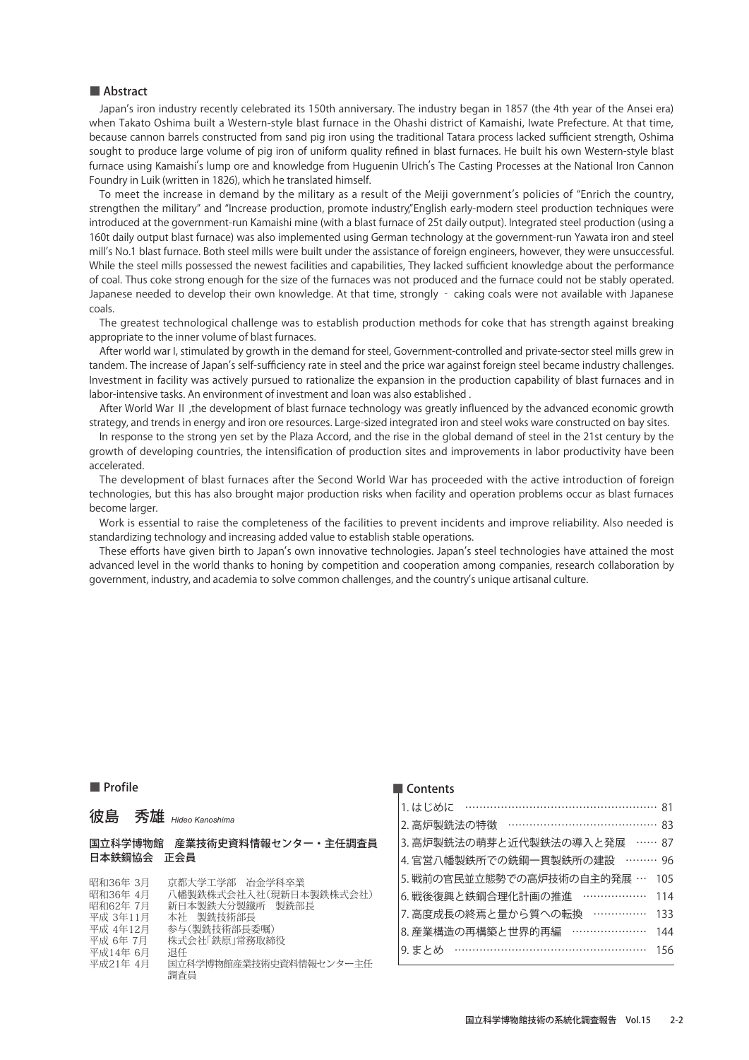## ■ Abstract

Japan's iron industry recently celebrated its 150th anniversary. The industry began in 1857 (the 4th year of the Ansei era) when Takato Oshima built a Western-style blast furnace in the Ohashi district of Kamaishi, Iwate Prefecture. At that time, because cannon barrels constructed from sand pig iron using the traditional Tatara process lacked sufficient strength, Oshima sought to produce large volume of pig iron of uniform quality refined in blast furnaces. He built his own Western-style blast furnace using Kamaishi's lump ore and knowledge from Huguenin Ulrich's The Casting Processes at the National Iron Cannon Foundry in Luik (written in 1826), which he translated himself.

To meet the increase in demand by the military as a result of the Meiji government's policies of "Enrich the country, strengthen the military" and "Increase production, promote industry,"English early-modern steel production techniques were introduced at the government-run Kamaishi mine (with a blast furnace of 25t daily output). Integrated steel production (using a 160t daily output blast furnace) was also implemented using German technology at the government-run Yawata iron and steel mill's No.1 blast furnace. Both steel mills were built under the assistance of foreign engineers, however, they were unsuccessful. While the steel mills possessed the newest facilities and capabilities, They lacked sufficient knowledge about the performance of coal. Thus coke strong enough for the size of the furnaces was not produced and the furnace could not be stably operated. Japanese needed to develop their own knowledge. At that time, strongly ‐ caking coals were not available with Japanese coals.

The greatest technological challenge was to establish production methods for coke that has strength against breaking appropriate to the inner volume of blast furnaces.

After world war I, stimulated by growth in the demand for steel, Government-controlled and private-sector steel mills grew in tandem. The increase of Japan's self-sufficiency rate in steel and the price war against foreign steel became industry challenges. Investment in facility was actively pursued to rationalize the expansion in the production capability of blast furnaces and in labor-intensive tasks. An environment of investment and loan was also established .

After World War Ⅱ ,the development of blast furnace technology was greatly influenced by the advanced economic growth strategy, and trends in energy and iron ore resources. Large-sized integrated iron and steel woks ware constructed on bay sites.

In response to the strong yen set by the Plaza Accord, and the rise in the global demand of steel in the 21st century by the growth of developing countries, the intensification of production sites and improvements in labor productivity have been accelerated.

The development of blast furnaces after the Second World War has proceeded with the active introduction of foreign technologies, but this has also brought major production risks when facility and operation problems occur as blast furnaces become larger.

Work is essential to raise the completeness of the facilities to prevent incidents and improve reliability. Also needed is standardizing technology and increasing added value to establish stable operations.

These efforts have given birth to Japan's own innovative technologies. Japan's steel technologies have attained the most advanced level in the world thanks to honing by competition and cooperation among companies, research collaboration by government, industry, and academia to solve common challenges, and the country's unique artisanal culture.

## ■ Profile

### 彼島　秀雄 *Hideo Kanoshima*

**国立科学博物館　産業技術史資料情報センター・主任調査員**
**日本鉄鋼協会　正会員**

| | |
|---|---|
| 昭和36年 3月 | 京都大学工学部　冶金学科卒業 |
| 昭和36年 4月 | 八幡製鉄株式会社入社（現新日本製鉄株式会社） |
| 昭和62年 7月 | 新日本製鉄大分製鐵所　製銑部長 |
| 平成 3年11月 | 本社　製銑技術部長 |
| 平成 4年12月 | 参与（製銑技術部長委嘱） |
| 平成 6年 7月 | 株式会社「鉄原」常務取締役 |
| 平成14年 6月 | 退任 |
| 平成21年 4月 | 国立科学博物館産業技術史資料情報センター主任調査員 |

## ■ Contents

| | |
|---|---|
| 1. はじめに | 81 |
| 2. 高炉製銑法の特徴 | 83 |
| 3. 高炉製銑法の萌芽と近代製鉄法の導入と発展 | 87 |
| 4. 官営八幡製鉄所での銑鋼一貫製鉄所の建設 | 96 |
| 5. 戦前の官民並立態勢での高炉技術の自主的発展 | 105 |
| 6. 戦後復興と鉄鋼合理化計画の推進 | 114 |
| 7. 高度成長の終焉と量から質への転換 | 133 |
| 8. 産業構造の再構築と世界的再編 | 144 |
| 9. まとめ | 156 |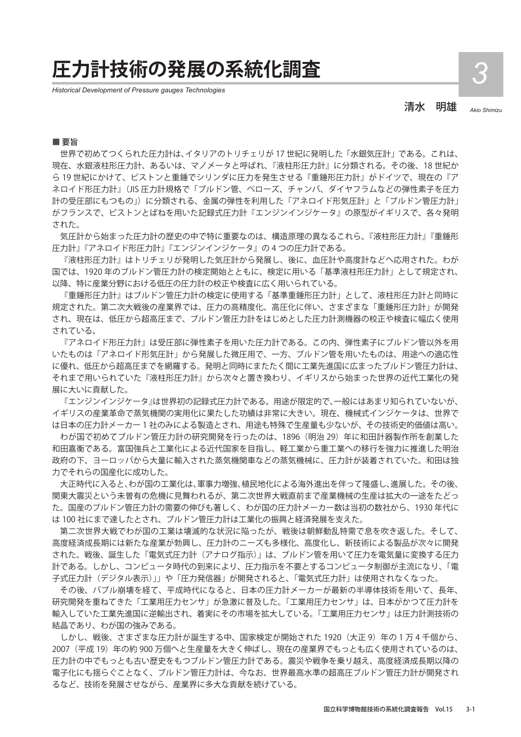# 圧力計技術の発展の系統化調査

*Historical Development of Pressure gauges Technologies*

清水　明雄　*Akio Shimizu*

## ■ 要旨

世界で初めてつくられた圧力計は、イタリアのトリチェリが 17 世紀に発明した「水銀気圧計」である。これは、現在、水銀液柱形圧力計、あるいは、マノメータと呼ばれ、『液柱形圧力計』に分類される。その後、18 世紀から 19 世紀にかけて、ピストンと重錘でシリンダに圧力を発生させる『重錘形圧力計』がドイツで、現在の『アネロイド形圧力計』（JIS 圧力計規格で「ブルドン管、ベローズ、チャンバ、ダイヤフラムなどの弾性素子を圧力計の受圧部にもつもの」）に分類される、金属の弾性を利用した「アネロイド形気圧計」と「ブルドン管圧力計」がフランスで、ピストンとばねを用いた記録式圧力計『エンジンインジケータ』の原型がイギリスで、各々発明された。

気圧計から始まった圧力計の歴史の中で特に重要なのは、構造原理の異なるこれら、『液柱形圧力計』『重錘形圧力計』『アネロイド形圧力計』『エンジンインジケータ』の 4 つの圧力計である。

『液柱形圧力計』はトリチェリが発明した気圧計から発展し、後に、血圧計や高度計などへ応用された。わが国では、1920 年のブルドン管圧力計の検定開始とともに、検定に用いる「基準液柱形圧力計」として規定され、以降、特に産業分野における低圧の圧力計の校正や検査に広く用いられている。

『重錘形圧力計』はブルドン管圧力計の検定に使用する「基準重錘形圧力計」として、液柱形圧力計と同時に規定された。第二次大戦後の産業界では、圧力の高精度化、高圧化に伴い、さまざまな「重錘形圧力計」が開発され、現在は、低圧から超高圧まで、ブルドン管圧力計をはじめとした圧力計測機器の校正や検査に幅広く使用されている。

『アネロイド形圧力計』は受圧部に弾性素子を用いた圧力計である。この内、弾性素子にブルドン管以外を用いたものは「アネロイド形気圧計」から発展した微圧用で、一方、ブルドン管を用いたものは、用途への適応性に優れ、低圧から超高圧までを網羅する。発明と同時にまたたく間に工業先進国に広まったブルドン管圧力計は、それまで用いられていた『液柱形圧力計』から次々と置き換わり、イギリスから始まった世界の近代工業化の発展に大いに貢献した。

『エンジンインジケータ』は世界初の記録式圧力計である。用途が限定的で、一般にはあまり知られていないが、イギリスの産業革命で蒸気機関の実用化に果たした功績は非常に大きい。現在、機械式インジケータは、世界では日本の圧力計メーカー 1 社のみによる製造とされ、用途も特殊で生産量も少ないが、その技術史的価値は高い。

わが国で初めてブルドン管圧力計の研究開発を行ったのは、1896（明治 29）年に和田計器製作所を創業した和田嘉衡である。富国強兵と工業化による近代国家を目指し、軽工業から重工業への移行を強力に推進した明治政府の下、ヨーロッパから大量に輸入された蒸気機関車などの蒸気機械に、圧力計が装着されていた。和田は独力でそれらの国産化に成功した。

大正時代に入ると、わが国の工業化は、軍事力増強、植民地化による海外進出を伴って隆盛し、進展した。その後、関東大震災という未曽有の危機に見舞われるが、第二次世界大戦直前まで産業機械の生産は拡大の一途をたどった。国産のブルドン管圧力計の需要の伸びも著しく、わが国の圧力計メーカー数は当初の数社から、1930 年代には 100 社にまで達したとされ、ブルドン管圧力計は工業化の振興と経済発展を支えた。

第二次世界大戦でわが国の工業は壊滅的な状況に陥ったが、戦後は朝鮮動乱特需で息を吹き返した。そして、高度経済成長期には新たな産業が勃興し、圧力計のニーズも多様化、高度化し、新技術による製品が次々に開発された。戦後、誕生した「電気式圧力計（アナログ指示）」は、ブルドン管を用いて圧力を電気量に変換する圧力計である。しかし、コンピュータ時代の到来により、圧力指示を不要とするコンピュータ制御が主流になり、「電子式圧力計（デジタル表示）」」や「圧力発信器」が開発されると、「電気式圧力計」は使用されなくなった。

その後、バブル崩壊を経て、平成時代になると、日本の圧力計メーカーが最新の半導体技術を用いて、長年、研究開発を重ねてきた「工業用圧力センサ」が急激に普及した。「工業用圧力センサ」は、日本がかつて圧力計を輸入していた工業先進国に逆輸出され、着実にその市場を拡大している。「工業用圧力センサ」は圧力計測技術の結晶であり、わが国の強みである。

しかし、戦後、さまざまな圧力計が誕生する中、国家検定が開始された 1920（大正 9）年の 1 万 4 千個から、2007（平成 19）年の約 900 万個へと生産量を大きく伸ばし、現在の産業界でもっとも広く使用されているのは、圧力計の中でもっとも古い歴史をもつブルドン管圧力計である。震災や戦争を乗り越え、高度経済成長期以降の電子化にも揺らぐことなく、ブルドン管圧力計は、今なお、世界最高水準の超高圧ブルドン管圧力計が開発されるなど、技術を発展させながら、産業界に多大な貢献を続けている。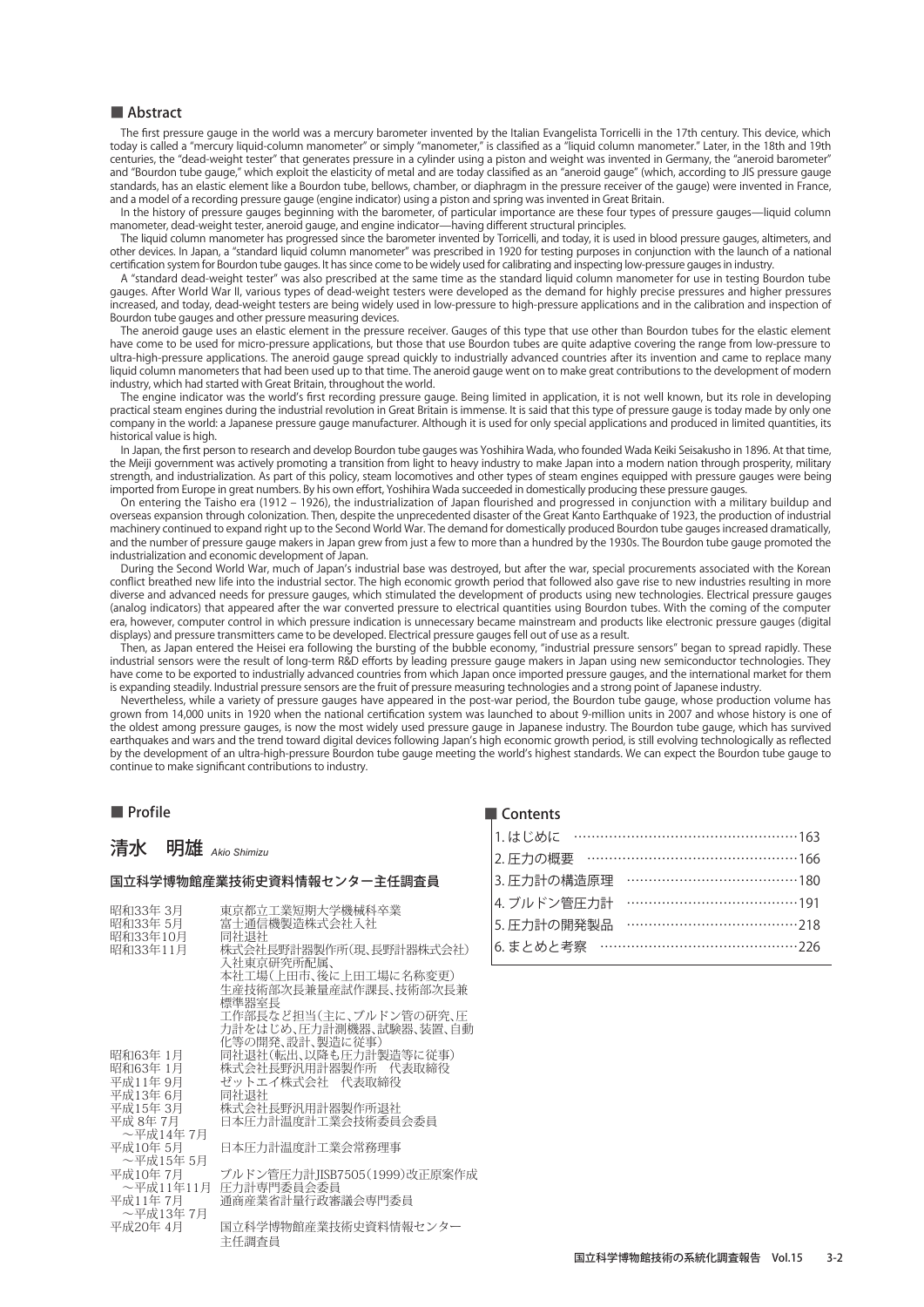## ■ Abstract

The first pressure gauge in the world was a mercury barometer invented by the Italian Evangelista Torricelli in the 17th century. This device, which today is called a "mercury liquid-column manometer" or simply "manometer," is classified as a "liquid column manometer." Later, in the 18th and 19th centuries, the "dead-weight tester" that generates pressure in a cylinder using a piston and weight was invented in Germany, the "aneroid barometer" and "Bourdon tube gauge," which exploit the elasticity of metal and are today classified as an "aneroid gauge" (which, according to JIS pressure gauge standards, has an elastic element like a Bourdon tube, bellows, chamber, or diaphragm in the pressure receiver of the gauge) were invented in France, and a model of a recording pressure gauge (engine indicator) using a piston and spring was invented in Great Britain.

In the history of pressure gauges beginning with the barometer, of particular importance are these four types of pressure gauges—liquid column manometer, dead-weight tester, aneroid gauge, and engine indicator—having different structural principles.

The liquid column manometer has progressed since the barometer invented by Torricelli, and today, it is used in blood pressure gauges, altimeters, and other devices. In Japan, a "standard liquid column manometer" was prescribed in 1920 for testing purposes in conjunction with the launch of a national certification system for Bourdon tube gauges. It has since come to be widely used for calibrating and inspecting low-pressure gauges in industry.

A "standard dead-weight tester" was also prescribed at the same time as the standard liquid column manometer for use in testing Bourdon tube gauges. After World War II, various types of dead-weight testers were developed as the demand for highly precise pressures and higher pressures increased, and today, dead-weight testers are being widely used in low-pressure to high-pressure applications and in the calibration and inspection of Bourdon tube gauges and other pressure measuring devices.

The aneroid gauge uses an elastic element in the pressure receiver. Gauges of this type that use other than Bourdon tubes for the elastic element have come to be used for micro-pressure applications, but those that use Bourdon tubes are quite adaptive covering the range from low-pressure to ultra-high-pressure applications. The aneroid gauge spread quickly to industrially advanced countries after its invention and came to replace many liquid column manometers that had been used up to that time. The aneroid gauge went on to make great contributions to the development of modern industry, which had started with Great Britain, throughout the world.

The engine indicator was the world's first recording pressure gauge. Being limited in application, it is not well known, but its role in developing practical steam engines during the industrial revolution in Great Britain is immense. It is said that this type of pressure gauge is today made by only one company in the world: a Japanese pressure gauge manufacturer. Although it is used for only special applications and produced in limited quantities, its historical value is high.

In Japan, the first person to research and develop Bourdon tube gauges was Yoshihira Wada, who founded Wada Keiki Seisakusho in 1896. At that time, the Meiji government was actively promoting a transition from light to heavy industry to make Japan into a modern nation through prosperity, military strength, and industrialization. As part of this policy, steam locomotives and other types of steam engines equipped with pressure gauges were being imported from Europe in great numbers. By his own effort, Yoshihira Wada succeeded in domestically producing these pressure gauges.

On entering the Taisho era (1912 – 1926), the industrialization of Japan flourished and progressed in conjunction with a military buildup and overseas expansion through colonization. Then, despite the unprecedented disaster of the Great Kanto Earthquake of 1923, the production of industrial machinery continued to expand right up to the Second World War. The demand for domestically produced Bourdon tube gauges increased dramatically, and the number of pressure gauge makers in Japan grew from just a few to more than a hundred by the 1930s. The Bourdon tube gauge promoted the industrialization and economic development of Japan.

During the Second World War, much of Japan's industrial base was destroyed, but after the war, special procurements associated with the Korean conflict breathed new life into the industrial sector. The high economic growth period that followed also gave rise to new industries resulting in more diverse and advanced needs for pressure gauges, which stimulated the development of products using new technologies. Electrical pressure gauges (analog indicators) that appeared after the war converted pressure to electrical quantities using Bourdon tubes. With the coming of the computer era, however, computer control in which pressure indication is unnecessary became mainstream and products like electronic pressure gauges (digital displays) and pressure transmitters came to be developed. Electrical pressure gauges fell out of use as a result.

Then, as Japan entered the Heisei era following the bursting of the bubble economy, "industrial pressure sensors" began to spread rapidly. These industrial sensors were the result of long-term R&D efforts by leading pressure gauge makers in Japan using new semiconductor technologies. They have come to be exported to industrially advanced countries from which Japan once imported pressure gauges, and the international market for them is expanding steadily. Industrial pressure sensors are the fruit of pressure measuring technologies and a strong point of Japanese industry.

Nevertheless, while a variety of pressure gauges have appeared in the post-war period, the Bourdon tube gauge, whose production volume has grown from 14,000 units in 1920 when the national certification system was launched to about 9-million units in 2007 and whose history is one of the oldest among pressure gauges, is now the most widely used pressure gauge in Japanese industry. The Bourdon tube gauge, which has survived earthquakes and wars and the trend toward digital devices following Japan's high economic growth period, is still evolving technologically as reflected by the development of an ultra-high-pressure Bourdon tube gauge meeting the world's highest standards. We can expect the Bourdon tube gauge to continue to make significant contributions to industry.

## ■ Profile

### 清水　明雄 *Akio Shimizu*

**国立科学博物館産業技術史資料情報センター主任調査員**

| | |
|---|---|
| 昭和33年 3月 | 東京都立工業短期大学機械科卒業 |
| 昭和33年 5月 | 富士通信機製造株式会社入社 |
| 昭和33年10月 | 同社退社 |
| 昭和33年11月 | 株式会社長野計器製作所(現、長野計器株式会社)入社東京研究所配属、本社工場(上田市、後に上田工場に名称変更)生産技術部次長兼量産試作課長、技術部次長兼標準器室長工作部長など担当(主に、ブルドン管の研究、圧力計をはじめ、圧力計測機器、試験器、装置、自動化等の開発、設計、製造に従事) |
| 昭和63年 1月 | 同社退社(転出、以降も圧力計製造等に従事) |
| 昭和63年 1月 | 株式会社長野汎用計器製作所　代表取締役 |
| 平成11年 9月 | ゼットエイ株式会社　代表取締役 |
| 平成13年 6月 | 同社退社 |
| 平成15年 3月 | 株式会社長野汎用計器製作所退社 |
| 平成 8年 7月〜平成14年 7月 | 日本圧力計温度計工業会技術委員会委員 |
| 平成10年 5月〜平成15年 5月 | 日本圧力計温度計工業会常務理事 |
| 平成10年 7月〜平成11年11月 | ブルドン管圧力計JISB7505(1999)改正原案作成圧力計専門委員会委員 |
| 平成11年 7月〜平成13年 7月 | 通商産業省計量行政審議会専門委員 |
| 平成20年 4月 | 国立科学博物館産業技術史資料情報センター主任調査員 |

## ■ Contents

| | |
|---|---|
| 1. はじめに | 163 |
| 2. 圧力の概要 | 166 |
| 3. 圧力計の構造原理 | 180 |
| 4. ブルドン管圧力計 | 191 |
| 5. 圧力計の開発製品 | 218 |
| 6. まとめと考察 | 226 |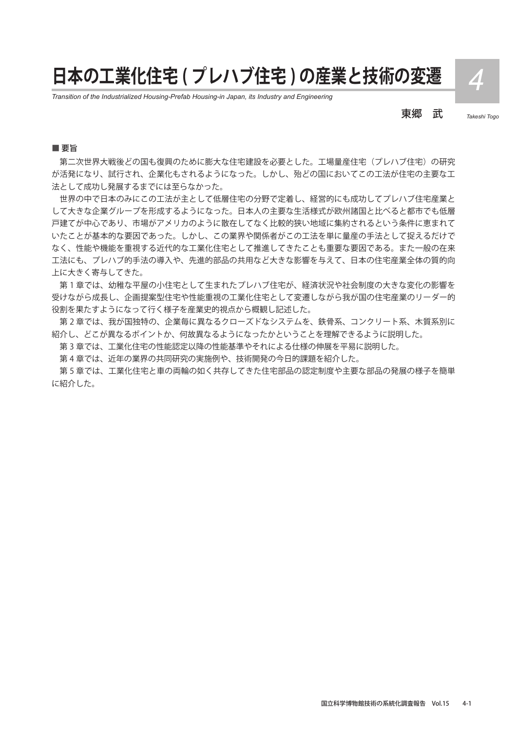# 日本の工業化住宅(プレハブ住宅)の産業と技術の変遷

*Transition of the Industrialized Housing-Prefab Housing-in Japan, its Industry and Engineering*

東郷　武

*Takeshi Togo*

## ■ 要旨

第二次世界大戦後どの国も復興のために膨大な住宅建設を必要とした。工場量産住宅（プレハブ住宅）の研究が活発になり、試行され、企業化もされるようになった。しかし、殆どの国においてこの工法が住宅の主要な工法として成功し発展するまでには至らなかった。

世界の中で日本のみにこの工法が主として低層住宅の分野で定着し、経営的にも成功してプレハブ住宅産業として大きな企業グループを形成するようになった。日本人の主要な生活様式が欧州諸国と比べると都市でも低層戸建てが中心であり、市場がアメリカのように散在してなく比較的狭い地域に集約されるという条件に恵まれていたことが基本的な要因であった。しかし、この業界や関係者がこの工法を単に量産の手法として捉えるだけでなく、性能や機能を重視する近代的な工業化住宅として推進してきたことも重要な要因である。また一般の在来工法にも、プレハブ的手法の導入や、先進的部品の共用など大きな影響を与えて、日本の住宅産業全体の質的向上に大きく寄与してきた。

第 1 章では、幼稚な平屋の小住宅として生まれたプレハブ住宅が、経済状況や社会制度の大きな変化の影響を受けながら成長し、企画提案型住宅や性能重視の工業化住宅として変遷しながら我が国の住宅産業のリーダー的役割を果たすようになって行く様子を産業史的視点から概観し記述した。

第 2 章では、我が国独特の、企業毎に異なるクローズドなシステムを、鉄骨系、コンクリート系、木質系別に紹介し、どこが異なるポイントか、何故異なるようになったかということを理解できるように説明した。

第 3 章では、工業化住宅の性能認定以降の性能基準やそれによる仕様の伸展を平易に説明した。

第 4 章では、近年の業界の共同研究の実施例や、技術開発の今日的課題を紹介した。

第 5 章では、工業化住宅と車の両輪の如く共存してきた住宅部品の認定制度や主要な部品の発展の様子を簡単に紹介した。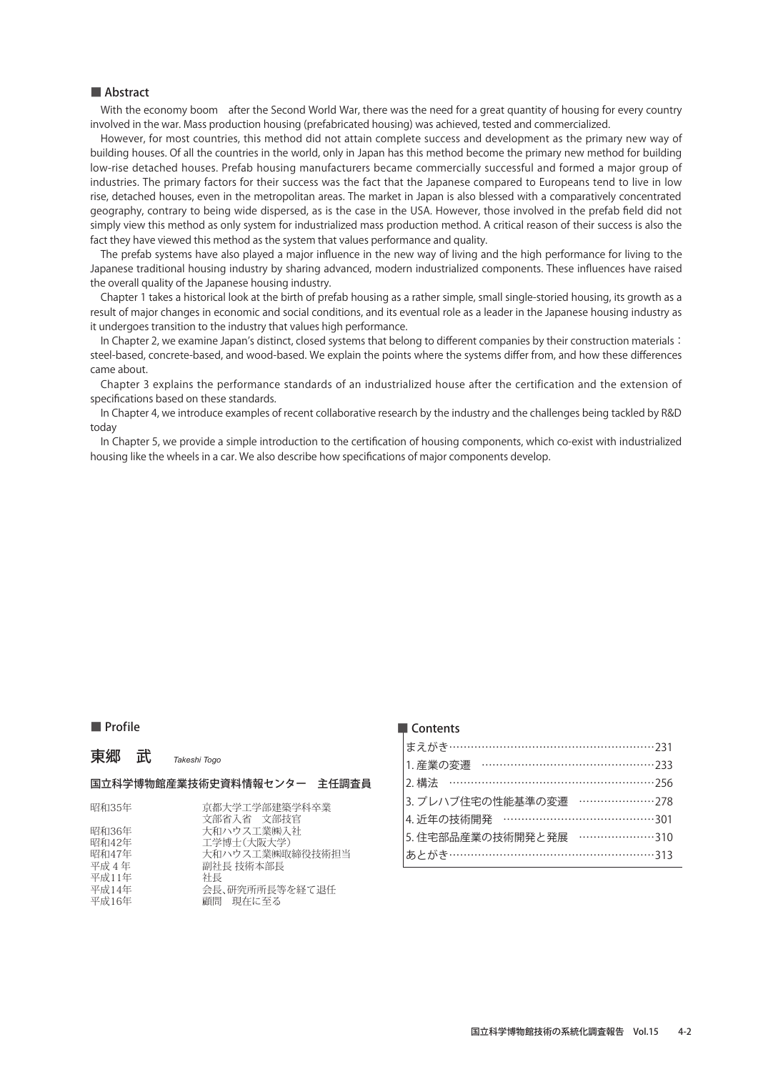## ■ Abstract

With the economy boom　after the Second World War, there was the need for a great quantity of housing for every country involved in the war. Mass production housing (prefabricated housing) was achieved, tested and commercialized.

However, for most countries, this method did not attain complete success and development as the primary new way of building houses. Of all the countries in the world, only in Japan has this method become the primary new method for building low-rise detached houses. Prefab housing manufacturers became commercially successful and formed a major group of industries. The primary factors for their success was the fact that the Japanese compared to Europeans tend to live in low rise, detached houses, even in the metropolitan areas. The market in Japan is also blessed with a comparatively concentrated geography, contrary to being wide dispersed, as is the case in the USA. However, those involved in the prefab field did not simply view this method as only system for industrialized mass production method. A critical reason of their success is also the fact they have viewed this method as the system that values performance and quality.

The prefab systems have also played a major influence in the new way of living and the high performance for living to the Japanese traditional housing industry by sharing advanced, modern industrialized components. These influences have raised the overall quality of the Japanese housing industry.

Chapter 1 takes a historical look at the birth of prefab housing as a rather simple, small single-storied housing, its growth as a result of major changes in economic and social conditions, and its eventual role as a leader in the Japanese housing industry as it undergoes transition to the industry that values high performance.

In Chapter 2, we examine Japan's distinct, closed systems that belong to different companies by their construction materials：steel-based, concrete-based, and wood-based. We explain the points where the systems differ from, and how these differences came about.

Chapter 3 explains the performance standards of an industrialized house after the certification and the extension of specifications based on these standards.

In Chapter 4, we introduce examples of recent collaborative research by the industry and the challenges being tackled by R&D today

In Chapter 5, we provide a simple introduction to the certification of housing components, which co-exist with industrialized housing like the wheels in a car. We also describe how specifications of major components develop.

## ■ Profile

**東郷　武**　*Takeshi Togo*

**国立科学博物館産業技術史資料情報センター　主任調査員**

| | |
|---|---|
| 昭和35年 | 京都大学工学部建築学科卒業 |
| | 文部省入省　文部技官 |
| 昭和36年 | 大和ハウス工業㈱入社 |
| 昭和42年 | 工学博士（大阪大学） |
| 昭和47年 | 大和ハウス工業㈱取締役技術担当 |
| 平成４年 | 副社長 技術本部長 |
| 平成11年 | 社長 |
| 平成14年 | 会長、研究所所長等を経て退任 |
| 平成16年 | 顧問　現在に至る |

## ■ Contents

| | |
|---|---|
| まえがき | 231 |
| 1. 産業の変遷 | 233 |
| 2. 構法 | 256 |
| 3. プレハブ住宅の性能基準の変遷 | 278 |
| 4. 近年の技術開発 | 301 |
| 5. 住宅部品産業の技術開発と発展 | 310 |
| あとがき | 313 |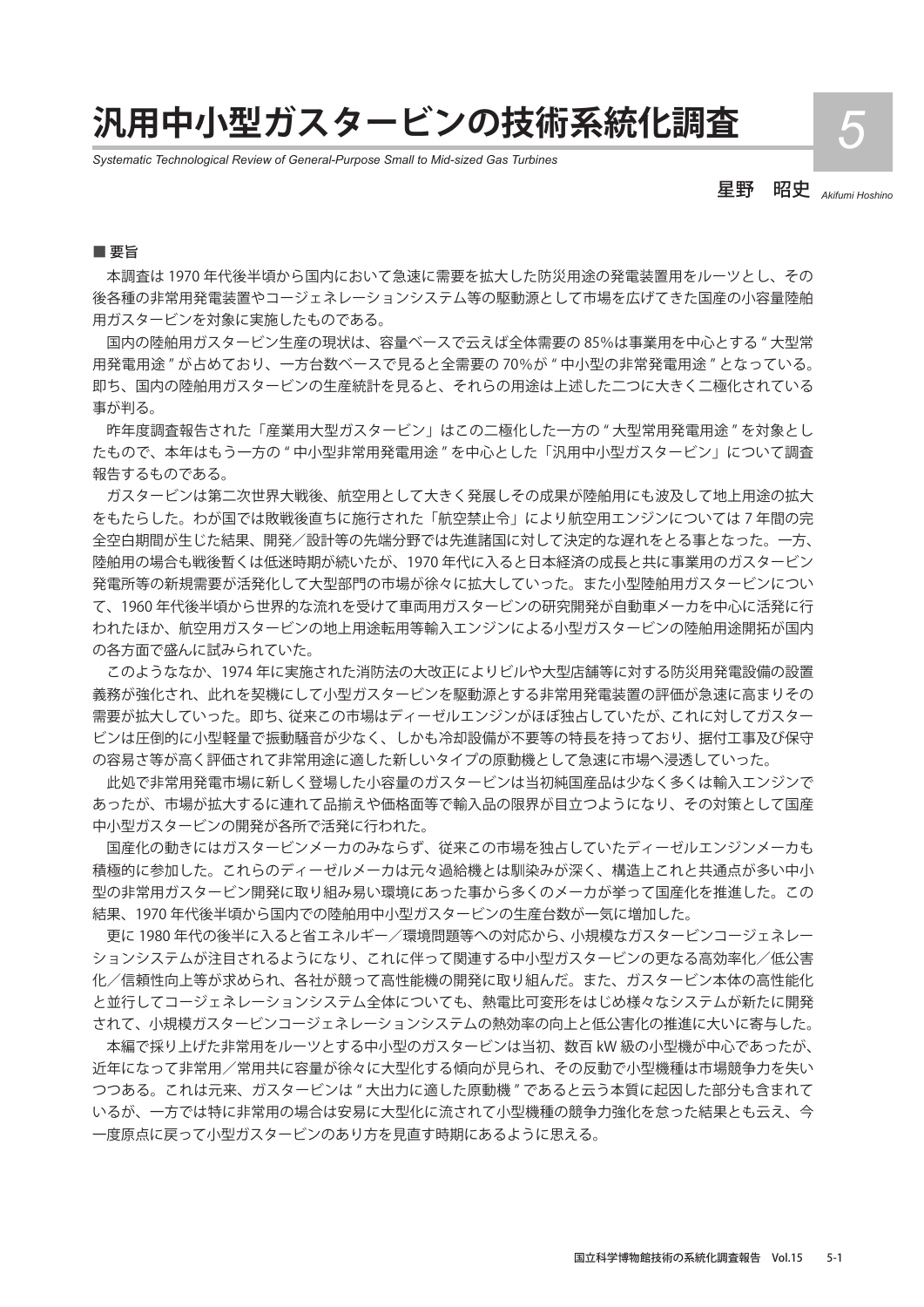# 汎用中小型ガスタービンの技術系統化調査

*Systematic Technological Review of General-Purpose Small to Mid-sized Gas Turbines*

**5**

星野　昭史 *Akifumi Hoshino*

■ 要旨

本調査は 1970 年代後半頃から国内において急速に需要を拡大した防災用途の発電装置用をルーツとし、その後各種の非常用発電装置やコージェネレーションシステム等の駆動源として市場を広げてきた国産の小容量陸舶用ガスタービンを対象に実施したものである。

国内の陸舶用ガスタービン生産の現状は、容量ベースで云えば全体需要の 85%は事業用を中心とする " 大型常用発電用途 " が占めており、一方台数ベースで見ると全需要の 70%が " 中小型の非常発電用途 " となっている。即ち、国内の陸舶用ガスタービンの生産統計を見ると、それらの用途は上述した二つに大きく二極化されている事が判る。

昨年度調査報告された「産業用大型ガスタービン」はこの二極化した一方の " 大型常用発電用途 " を対象としたもので、本年はもう一方の " 中小型非常用発電用途 " を中心とした「汎用中小型ガスタービン」について調査報告するものである。

ガスタービンは第二次世界大戦後、航空用として大きく発展しその成果が陸舶用にも波及して地上用途の拡大をもたらした。わが国では敗戦後直ちに施行された「航空禁止令」により航空用エンジンについては 7 年間の完全空白期間が生じた結果、開発／設計等の先端分野では先進諸国に対して決定的な遅れをとる事となった。一方、陸舶用の場合も戦後暫くは低迷時期が続いたが、1970 年代に入ると日本経済の成長と共に事業用のガスタービン発電所等の新規需要が活発化して大型部門の市場が徐々に拡大していった。また小型陸舶用ガスタービンについて、1960 年代後半頃から世界的な流れを受けて車両用ガスタービンの研究開発が自動車メーカを中心に活発に行われたほか、航空用ガスタービンの地上用途転用等輸入エンジンによる小型ガスタービンの陸舶用途開拓が国内の各方面で盛んに試みられていた。

このようななか、1974 年に実施された消防法の大改正によりビルや大型店舗等に対する防災用発電設備の設置義務が強化され、此れを契機にして小型ガスタービンを駆動源とする非常用発電装置の評価が急速に高まりその需要が拡大していった。即ち、従来この市場はディーゼルエンジンがほぼ独占していたが、これに対してガスタービンは圧倒的に小型軽量で振動騒音が少なく、しかも冷却設備が不要等の特長を持っており、据付工事及び保守の容易さ等が高く評価されて非常用途に適した新しいタイプの原動機として急速に市場へ浸透していった。

此処で非常用発電市場に新しく登場した小容量のガスタービンは当初純国産品は少なく多くは輸入エンジンであったが、市場が拡大するに連れて品揃えや価格面等で輸入品の限界が目立つようになり、その対策として国産中小型ガスタービンの開発が各所で活発に行われた。

国産化の動きにはガスタービンメーカのみならず、従来この市場を独占していたディーゼルエンジンメーカも積極的に参加した。これらのディーゼルメーカは元々過給機とは馴染みが深く、構造上これと共通点が多い中小型の非常用ガスタービン開発に取り組み易い環境にあった事から多くのメーカが挙って国産化を推進した。この結果、1970 年代後半頃から国内での陸舶用中小型ガスタービンの生産台数が一気に増加した。

更に 1980 年代の後半に入ると省エネルギー／環境問題等への対応から、小規模なガスタービンコージェネレーションシステムが注目されるようになり、これに伴って関連する中小型ガスタービンの更なる高効率化／低公害化／信頼性向上等が求められ、各社が競って高性能機の開発に取り組んだ。また、ガスタービン本体の高性能化と並行してコージェネレーションシステム全体についても、熱電比可変形をはじめ様々なシステムが新たに開発されて、小規模ガスタービンコージェネレーションシステムの熱効率の向上と低公害化の推進に大いに寄与した。

本編で採り上げた非常用をルーツとする中小型のガスタービンは当初、数百 kW 級の小型機が中心であったが、近年になって非常用／常用共に容量が徐々に大型化する傾向が見られ、その反動で小型機種は市場競争力を失いつつある。これは元来、ガスタービンは " 大出力に適した原動機 " であると云う本質に起因した部分も含まれているが、一方では特に非常用の場合は安易に大型化に流されて小型機種の競争力強化を怠った結果とも云え、今一度原点に戻って小型ガスタービンのあり方を見直す時期にあるように思える。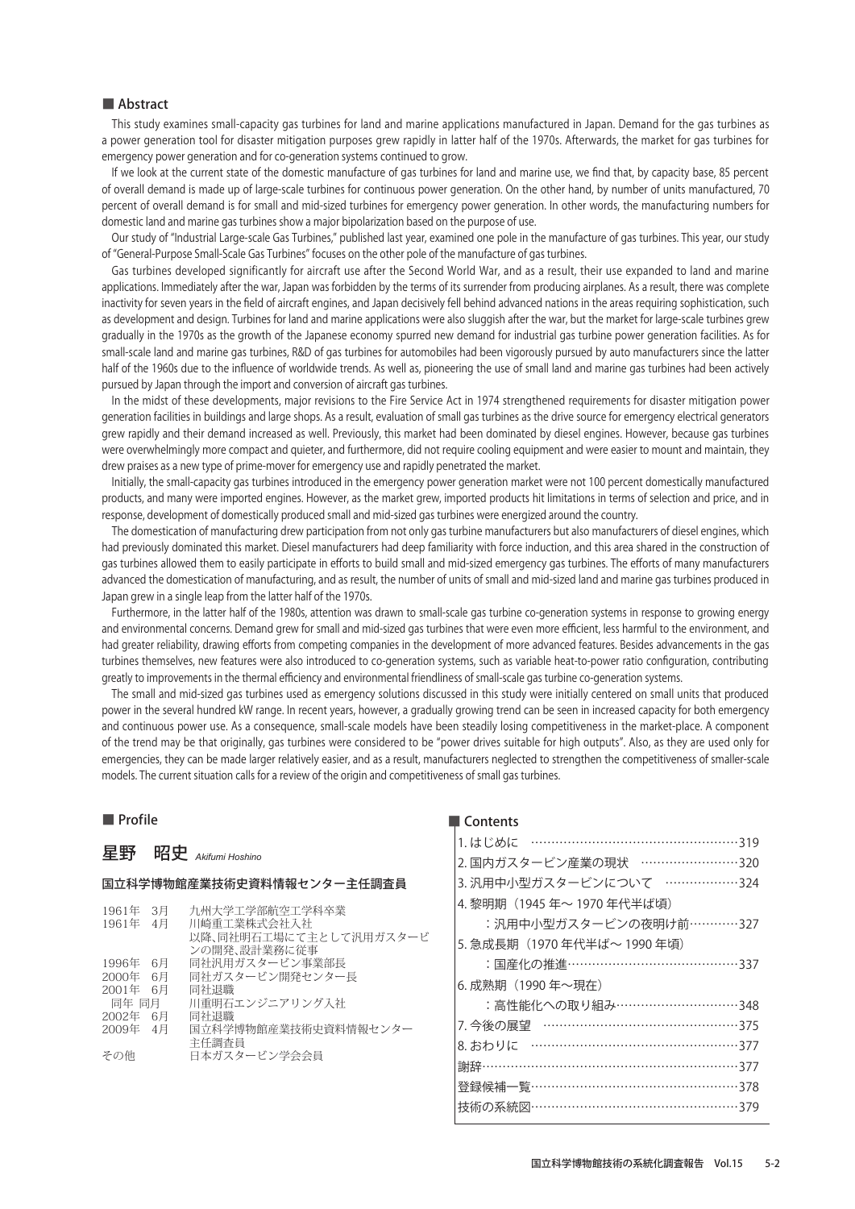## ■ Abstract

This study examines small-capacity gas turbines for land and marine applications manufactured in Japan. Demand for the gas turbines as a power generation tool for disaster mitigation purposes grew rapidly in latter half of the 1970s. Afterwards, the market for gas turbines for emergency power generation and for co-generation systems continued to grow.

If we look at the current state of the domestic manufacture of gas turbines for land and marine use, we find that, by capacity base, 85 percent of overall demand is made up of large-scale turbines for continuous power generation. On the other hand, by number of units manufactured, 70 percent of overall demand is for small and mid-sized turbines for emergency power generation. In other words, the manufacturing numbers for domestic land and marine gas turbines show a major bipolarization based on the purpose of use.

Our study of "Industrial Large-scale Gas Turbines," published last year, examined one pole in the manufacture of gas turbines. This year, our study of "General-Purpose Small-Scale Gas Turbines" focuses on the other pole of the manufacture of gas turbines.

Gas turbines developed significantly for aircraft use after the Second World War, and as a result, their use expanded to land and marine applications. Immediately after the war, Japan was forbidden by the terms of its surrender from producing airplanes. As a result, there was complete inactivity for seven years in the field of aircraft engines, and Japan decisively fell behind advanced nations in the areas requiring sophistication, such as development and design. Turbines for land and marine applications were also sluggish after the war, but the market for large-scale turbines grew gradually in the 1970s as the growth of the Japanese economy spurred new demand for industrial gas turbine power generation facilities. As for small-scale land and marine gas turbines, R&D of gas turbines for automobiles had been vigorously pursued by auto manufacturers since the latter half of the 1960s due to the influence of worldwide trends. As well as, pioneering the use of small land and marine gas turbines had been actively pursued by Japan through the import and conversion of aircraft gas turbines.

In the midst of these developments, major revisions to the Fire Service Act in 1974 strengthened requirements for disaster mitigation power generation facilities in buildings and large shops. As a result, evaluation of small gas turbines as the drive source for emergency electrical generators grew rapidly and their demand increased as well. Previously, this market had been dominated by diesel engines. However, because gas turbines were overwhelmingly more compact and quieter, and furthermore, did not require cooling equipment and were easier to mount and maintain, they drew praises as a new type of prime-mover for emergency use and rapidly penetrated the market.

Initially, the small-capacity gas turbines introduced in the emergency power generation market were not 100 percent domestically manufactured products, and many were imported engines. However, as the market grew, imported products hit limitations in terms of selection and price, and in response, development of domestically produced small and mid-sized gas turbines were energized around the country.

The domestication of manufacturing drew participation from not only gas turbine manufacturers but also manufacturers of diesel engines, which had previously dominated this market. Diesel manufacturers had deep familiarity with force induction, and this area shared in the construction of gas turbines allowed them to easily participate in efforts to build small and mid-sized emergency gas turbines. The efforts of many manufacturers advanced the domestication of manufacturing, and as result, the number of units of small and mid-sized land and marine gas turbines produced in Japan grew in a single leap from the latter half of the 1970s.

Furthermore, in the latter half of the 1980s, attention was drawn to small-scale gas turbine co-generation systems in response to growing energy and environmental concerns. Demand grew for small and mid-sized gas turbines that were even more efficient, less harmful to the environment, and had greater reliability, drawing efforts from competing companies in the development of more advanced features. Besides advancements in the gas turbines themselves, new features were also introduced to co-generation systems, such as variable heat-to-power ratio configuration, contributing greatly to improvements in the thermal efficiency and environmental friendliness of small-scale gas turbine co-generation systems.

The small and mid-sized gas turbines used as emergency solutions discussed in this study were initially centered on small units that produced power in the several hundred kW range. In recent years, however, a gradually growing trend can be seen in increased capacity for both emergency and continuous power use. As a consequence, small-scale models have been steadily losing competitiveness in the market-place. A component of the trend may be that originally, gas turbines were considered to be "power drives suitable for high outputs". Also, as they are used only for emergencies, they can be made larger relatively easier, and as a result, manufacturers neglected to strengthen the competitiveness of smaller-scale models. The current situation calls for a review of the origin and competitiveness of small gas turbines.

## ■ Profile

### 星野　昭史 *Akifumi Hoshino*

**国立科学博物館産業技術史資料情報センター主任調査員**

| | |
|---|---|
| 1961年 3月 | 九州大学工学部航空工学科卒業 |
| 1961年 4月 | 川崎重工業株式会社入社<br>以降、同社明石工場にて主として汎用ガスタービンの開発、設計業務に従事 |
| 1996年 6月 | 同社汎用ガスタービン事業部長 |
| 2000年 6月 | 同社ガスタービン開発センター長 |
| 2001年 6月 | 同社退職 |
| 同年 同月 | 川重明石エンジニアリング入社 |
| 2002年 6月 | 同社退職 |
| 2009年 4月 | 国立科学博物館産業技術史資料情報センター主任調査員 |
| その他 | 日本ガスタービン学会会員 |

## ■ Contents

1. はじめに ……319
2. 国内ガスタービン産業の現状 ……320
3. 汎用中小型ガスタービンについて ……324
4. 黎明期（1945 年～ 1970 年代半ば頃）：汎用中小型ガスタービンの夜明け前 ……327
5. 急成長期（1970 年代半ば～ 1990 年頃）：国産化の推進 ……337
6. 成熟期（1990 年～現在）：高性能化への取り組み ……348
7. 今後の展望 ……375
8. おわりに ……377

謝辞 ……377
登録候補一覧 ……378
技術の系統図 ……379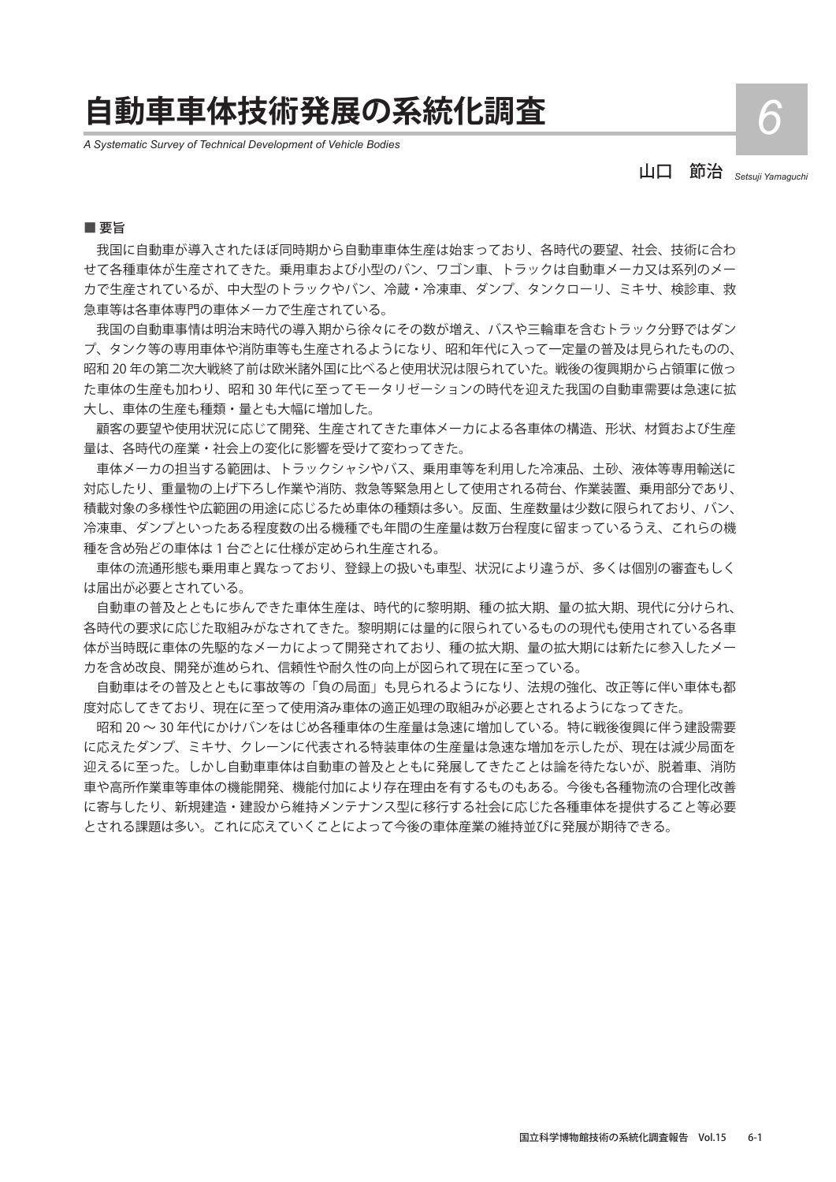# 自動車車体技術発展の系統化調査

*A Systematic Survey of Technical Development of Vehicle Bodies*

6

山口　節治 *Setsuji Yamaguchi*

■ **要旨**

我国に自動車が導入されたほぼ同時期から自動車車体生産は始まっており、各時代の要望、社会、技術に合わせて各種車体が生産されてきた。乗用車および小型のバン、ワゴン車、トラックは自動車メーカ又は系列のメーカで生産されているが、中大型のトラックやバン、冷蔵・冷凍車、ダンプ、タンクローリ、ミキサ、検診車、救急車等は各車体専門の車体メーカで生産されている。

我国の自動車事情は明治末時代の導入期から徐々にその数が増え、バスや三輪車を含むトラック分野ではダンプ、タンク等の専用車体や消防車等も生産されるようになり、昭和年代に入って一定量の普及は見られたものの、昭和 20 年の第二次大戦終了前は欧米諸外国に比べると使用状況は限られていた。戦後の復興期から占領軍に倣った車体の生産も加わり、昭和 30 年代に至ってモータリゼーションの時代を迎えた我国の自動車需要は急速に拡大し、車体の生産も種類・量とも大幅に増加した。

顧客の要望や使用状況に応じて開発、生産されてきた車体メーカによる各車体の構造、形状、材質および生産量は、各時代の産業・社会上の変化に影響を受けて変わってきた。

車体メーカの担当する範囲は、トラックシャシやバス、乗用車等を利用した冷凍品、土砂、液体等専用輸送に対応したり、重量物の上げ下ろし作業や消防、救急等緊急用として使用される荷台、作業装置、乗用部分であり、積載対象の多様性や広範囲の用途に応じるため車体の種類は多い。反面、生産数量は少数に限られており、バン、冷凍車、ダンプといったある程度数の出る機種でも年間の生産量は数万台程度に留まっているうえ、これらの機種を含め殆どの車体は 1 台ごとに仕様が定められ生産される。

車体の流通形態も乗用車と異なっており、登録上の扱いも車型、状況により違うが、多くは個別の審査もしくは届出が必要とされている。

自動車の普及とともに歩んできた車体生産は、時代的に黎明期、種の拡大期、量の拡大期、現代に分けられ、各時代の要求に応じた取組みがなされてきた。黎明期には量的に限られているものの現代も使用されている各車体が当時既に車体の先駆的なメーカによって開発されており、種の拡大期、量の拡大期には新たに参入したメーカを含め改良、開発が進められ、信頼性や耐久性の向上が図られて現在に至っている。

自動車はその普及とともに事故等の「負の局面」も見られるようになり、法規の強化、改正等に伴い車体も都度対応してきており、現在に至って使用済み車体の適正処理の取組みが必要とされるようになってきた。

昭和 20 〜 30 年代にかけバンをはじめ各種車体の生産量は急速に増加している。特に戦後復興に伴う建設需要に応えたダンプ、ミキサ、クレーンに代表される特装車体の生産量は急速な増加を示したが、現在は減少局面を迎えるに至った。しかし自動車車体は自動車の普及とともに発展してきたことは論を待たないが、脱着車、消防車や高所作業車等車体の機能開発、機能付加により存在理由を有するものもある。今後も各種物流の合理化改善に寄与したり、新規建造・建設から維持メンテナンス型に移行する社会に応じた各種車体を提供すること等必要とされる課題は多い。これに応えていくことによって今後の車体産業の維持並びに発展が期待できる。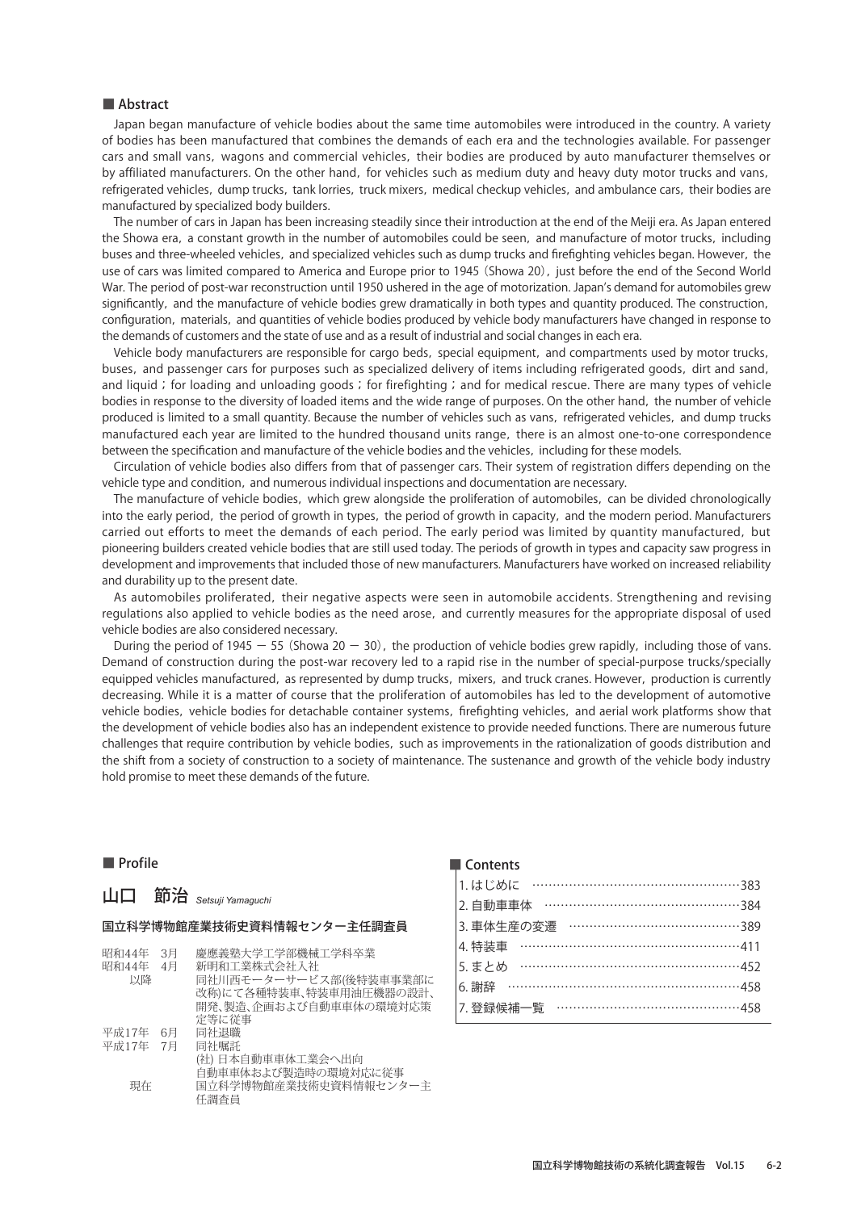## ■ Abstract

Japan began manufacture of vehicle bodies about the same time automobiles were introduced in the country. A variety of bodies has been manufactured that combines the demands of each era and the technologies available. For passenger cars and small vans, wagons and commercial vehicles, their bodies are produced by auto manufacturer themselves or by affiliated manufacturers. On the other hand, for vehicles such as medium duty and heavy duty motor trucks and vans, refrigerated vehicles, dump trucks, tank lorries, truck mixers, medical checkup vehicles, and ambulance cars, their bodies are manufactured by specialized body builders.

The number of cars in Japan has been increasing steadily since their introduction at the end of the Meiji era. As Japan entered the Showa era, a constant growth in the number of automobiles could be seen, and manufacture of motor trucks, including buses and three-wheeled vehicles, and specialized vehicles such as dump trucks and firefighting vehicles began. However, the use of cars was limited compared to America and Europe prior to 1945 (Showa 20), just before the end of the Second World War. The period of post-war reconstruction until 1950 ushered in the age of motorization. Japan's demand for automobiles grew significantly, and the manufacture of vehicle bodies grew dramatically in both types and quantity produced. The construction, configuration, materials, and quantities of vehicle bodies produced by vehicle body manufacturers have changed in response to the demands of customers and the state of use and as a result of industrial and social changes in each era.

Vehicle body manufacturers are responsible for cargo beds, special equipment, and compartments used by motor trucks, buses, and passenger cars for purposes such as specialized delivery of items including refrigerated goods, dirt and sand, and liquid ; for loading and unloading goods ; for firefighting ; and for medical rescue. There are many types of vehicle bodies in response to the diversity of loaded items and the wide range of purposes. On the other hand, the number of vehicle produced is limited to a small quantity. Because the number of vehicles such as vans, refrigerated vehicles, and dump trucks manufactured each year are limited to the hundred thousand units range, there is an almost one-to-one correspondence between the specification and manufacture of the vehicle bodies and the vehicles, including for these models.

Circulation of vehicle bodies also differs from that of passenger cars. Their system of registration differs depending on the vehicle type and condition, and numerous individual inspections and documentation are necessary.

The manufacture of vehicle bodies, which grew alongside the proliferation of automobiles, can be divided chronologically into the early period, the period of growth in types, the period of growth in capacity, and the modern period. Manufacturers carried out efforts to meet the demands of each period. The early period was limited by quantity manufactured, but pioneering builders created vehicle bodies that are still used today. The periods of growth in types and capacity saw progress in development and improvements that included those of new manufacturers. Manufacturers have worked on increased reliability and durability up to the present date.

As automobiles proliferated, their negative aspects were seen in automobile accidents. Strengthening and revising regulations also applied to vehicle bodies as the need arose, and currently measures for the appropriate disposal of used vehicle bodies are also considered necessary.

During the period of 1945 − 55 (Showa 20 − 30), the production of vehicle bodies grew rapidly, including those of vans. Demand of construction during the post-war recovery led to a rapid rise in the number of special-purpose trucks/specially equipped vehicles manufactured, as represented by dump trucks, mixers, and truck cranes. However, production is currently decreasing. While it is a matter of course that the proliferation of automobiles has led to the development of automotive vehicle bodies, vehicle bodies for detachable container systems, firefighting vehicles, and aerial work platforms show that the development of vehicle bodies also has an independent existence to provide needed functions. There are numerous future challenges that require contribution by vehicle bodies, such as improvements in the rationalization of goods distribution and the shift from a society of construction to a society of maintenance. The sustenance and growth of the vehicle body industry hold promise to meet these demands of the future.

## ■ Profile

**山口　節治** *Setsuji Yamaguchi*

**国立科学博物館産業技術史資料情報センター主任調査員**

| | | |
|---|---|---|
| 昭和44年 | 3月 | 慶應義塾大学工学部機械工学科卒業 |
| 昭和44年 | 4月 | 新明和工業株式会社入社 |
| 以降 | | 同社川西モーターサービス部(後特装車事業部に改称)にて各種特装車、特装車用油圧機器の設計、開発、製造、企画および自動車車体の環境対応策定等に従事 |
| 平成17年 | 6月 | 同社退職 |
| 平成17年 | 7月 | 同社嘱託 (社) 日本自動車車体工業会へ出向 自動車車体および製造時の環境対応に従事 |
| 現在 | | 国立科学博物館産業技術史資料情報センター主任調査員 |

## ■ Contents

| | |
|---|---|
| 1. はじめに | 383 |
| 2. 自動車車体 | 384 |
| 3. 車体生産の変遷 | 389 |
| 4. 特装車 | 411 |
| 5. まとめ | 452 |
| 6. 謝辞 | 458 |
| 7. 登録候補一覧 | 458 |